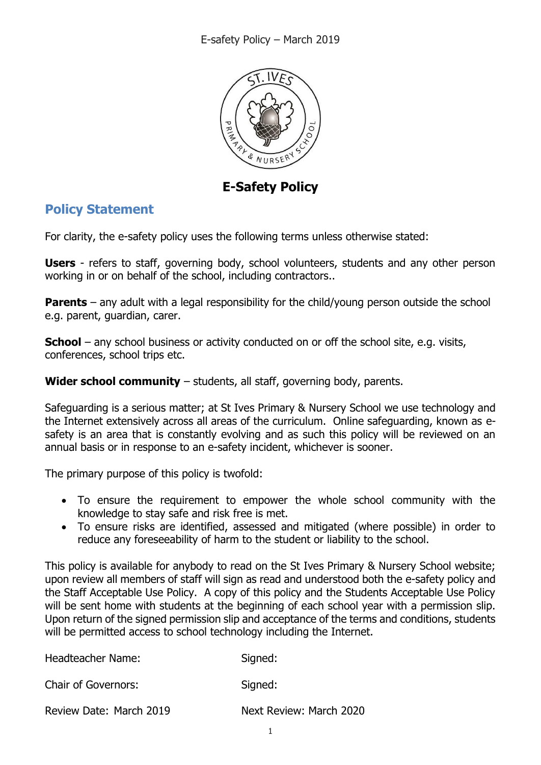# E-Safety Policy

## Policy Statement

For clarity, the e-safety policy uses the following terms unless otherwise stated:

**Users** - refers to staff, governing body, school volunteers, students and any other person working in or on behalf of the school, including contractors..

**Parents** – any adult with a legal responsibility for the child/young person outside the school e.g. parent, guardian, carer.

**School** – any school business or activity conducted on or off the school site, e.g. visits, conferences, school trips etc.

**Wider school community** – students, all staff, governing body, parents.

Safeguarding is a serious matter; at St Ives Primary & Nursery School we use technology and the Internet extensively across all areas of the curriculum. Online safeguarding, known as e-safety is an area that is constantly evolving and as such this policy will be reviewed on an annual basis or in response to an e-safety incident, whichever is sooner.

The primary purpose of this policy is twofold:

- To ensure the requirement to empower the whole school community with the knowledge to stay safe and risk free is met.
- To ensure risks are identified, assessed and mitigated (where possible) in order to reduce any foreseeability of harm to the student or liability to the school.

This policy is available for anybody to read on the St Ives Primary & Nursery School website; upon review all members of staff will sign as read and understood both the e-safety policy and the Staff Acceptable Use Policy. A copy of this policy and the Students Acceptable Use Policy will be sent home with students at the beginning of each school year with a permission slip. Upon return of the signed permission slip and acceptance of the terms and conditions, students will be permitted access to school technology including the Internet.

| | |
|---|---|
| Headteacher Name: | Signed: |
| Chair of Governors: | Signed: |
| Review Date: March 2019 | Next Review: March 2020 |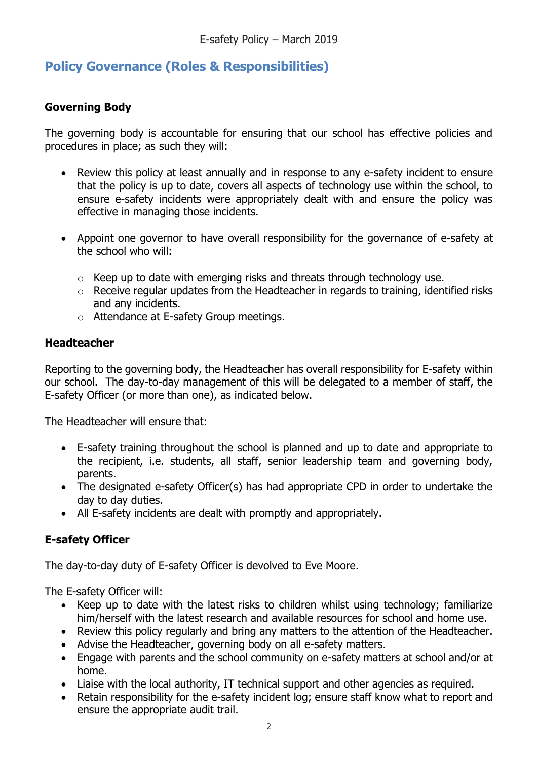## Policy Governance (Roles & Responsibilities)

### Governing Body

The governing body is accountable for ensuring that our school has effective policies and procedures in place; as such they will:

- Review this policy at least annually and in response to any e-safety incident to ensure that the policy is up to date, covers all aspects of technology use within the school, to ensure e-safety incidents were appropriately dealt with and ensure the policy was effective in managing those incidents.

- Appoint one governor to have overall responsibility for the governance of e-safety at the school who will:
  - Keep up to date with emerging risks and threats through technology use.
  - Receive regular updates from the Headteacher in regards to training, identified risks and any incidents.
  - Attendance at E-safety Group meetings.

### Headteacher

Reporting to the governing body, the Headteacher has overall responsibility for E-safety within our school. The day-to-day management of this will be delegated to a member of staff, the E-safety Officer (or more than one), as indicated below.

The Headteacher will ensure that:

- E-safety training throughout the school is planned and up to date and appropriate to the recipient, i.e. students, all staff, senior leadership team and governing body, parents.
- The designated e-safety Officer(s) has had appropriate CPD in order to undertake the day to day duties.
- All E-safety incidents are dealt with promptly and appropriately.

### E-safety Officer

The day-to-day duty of E-safety Officer is devolved to Eve Moore.

The E-safety Officer will:

- Keep up to date with the latest risks to children whilst using technology; familiarize him/herself with the latest research and available resources for school and home use.
- Review this policy regularly and bring any matters to the attention of the Headteacher.
- Advise the Headteacher, governing body on all e-safety matters.
- Engage with parents and the school community on e-safety matters at school and/or at home.
- Liaise with the local authority, IT technical support and other agencies as required.
- Retain responsibility for the e-safety incident log; ensure staff know what to report and ensure the appropriate audit trail.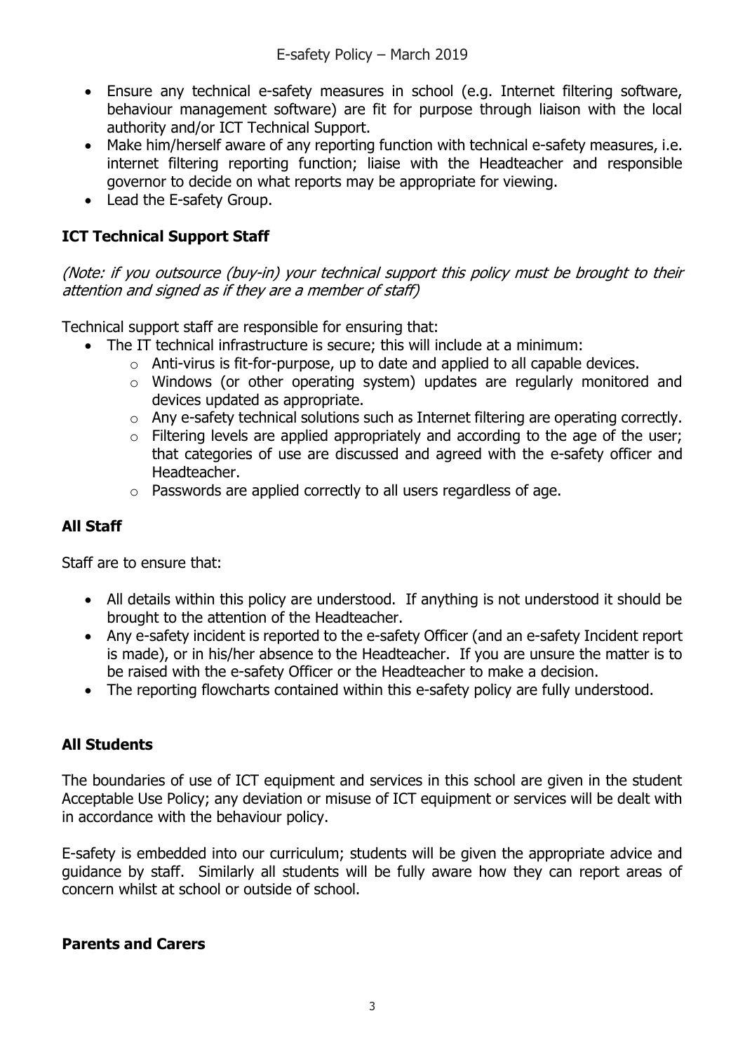- Ensure any technical e-safety measures in school (e.g. Internet filtering software, behaviour management software) are fit for purpose through liaison with the local authority and/or ICT Technical Support.
- Make him/herself aware of any reporting function with technical e-safety measures, i.e. internet filtering reporting function; liaise with the Headteacher and responsible governor to decide on what reports may be appropriate for viewing.
- Lead the E-safety Group.

### ICT Technical Support Staff

*(Note: if you outsource (buy-in) your technical support this policy must be brought to their attention and signed as if they are a member of staff)*

Technical support staff are responsible for ensuring that:

- The IT technical infrastructure is secure; this will include at a minimum:
    - Anti-virus is fit-for-purpose, up to date and applied to all capable devices.
    - Windows (or other operating system) updates are regularly monitored and devices updated as appropriate.
    - Any e-safety technical solutions such as Internet filtering are operating correctly.
    - Filtering levels are applied appropriately and according to the age of the user; that categories of use are discussed and agreed with the e-safety officer and Headteacher.
    - Passwords are applied correctly to all users regardless of age.

### All Staff

Staff are to ensure that:

- All details within this policy are understood. If anything is not understood it should be brought to the attention of the Headteacher.
- Any e-safety incident is reported to the e-safety Officer (and an e-safety Incident report is made), or in his/her absence to the Headteacher. If you are unsure the matter is to be raised with the e-safety Officer or the Headteacher to make a decision.
- The reporting flowcharts contained within this e-safety policy are fully understood.

### All Students

The boundaries of use of ICT equipment and services in this school are given in the student Acceptable Use Policy; any deviation or misuse of ICT equipment or services will be dealt with in accordance with the behaviour policy.

E-safety is embedded into our curriculum; students will be given the appropriate advice and guidance by staff. Similarly all students will be fully aware how they can report areas of concern whilst at school or outside of school.

### Parents and Carers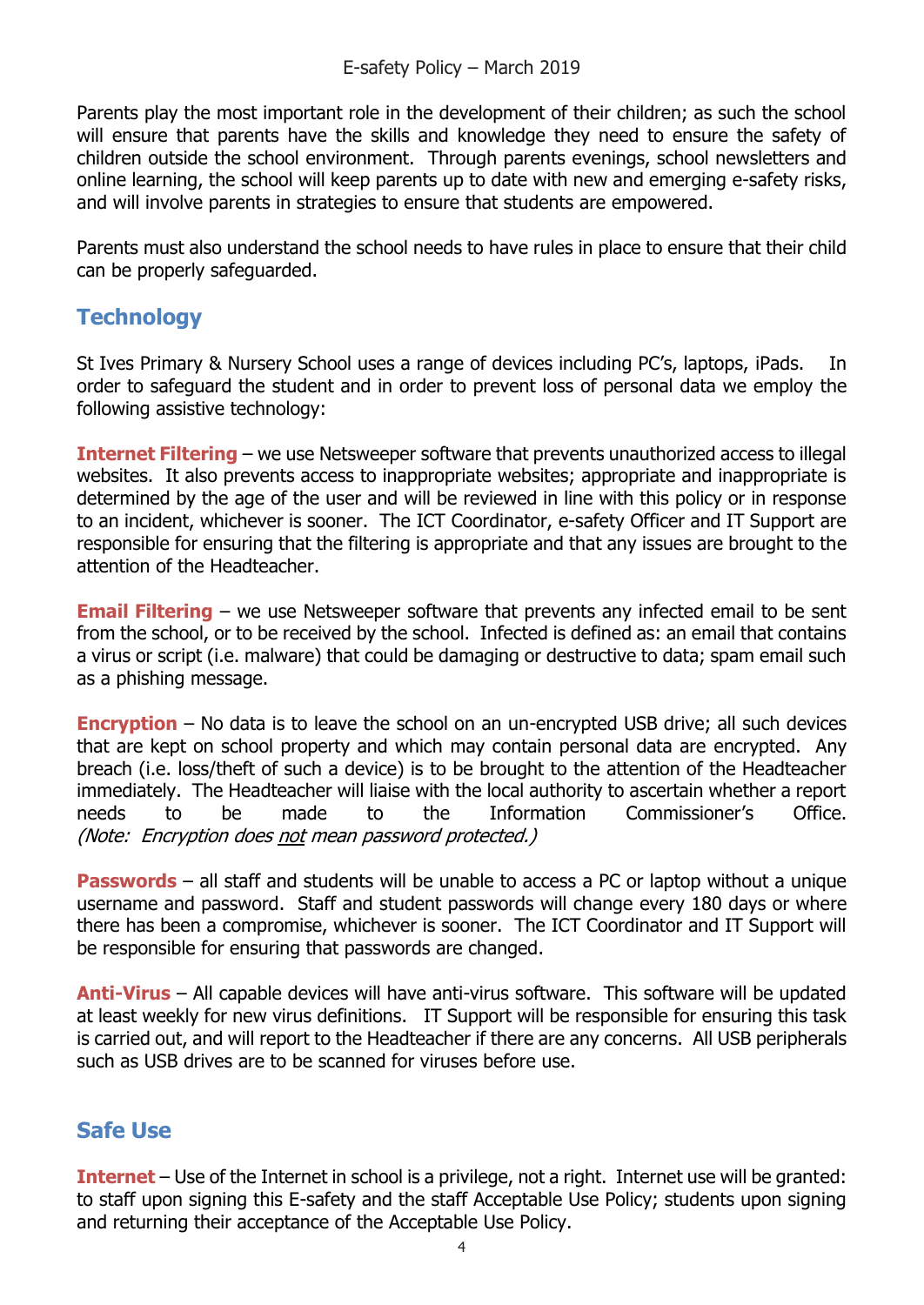Parents play the most important role in the development of their children; as such the school will ensure that parents have the skills and knowledge they need to ensure the safety of children outside the school environment. Through parents evenings, school newsletters and online learning, the school will keep parents up to date with new and emerging e-safety risks, and will involve parents in strategies to ensure that students are empowered.

Parents must also understand the school needs to have rules in place to ensure that their child can be properly safeguarded.

## Technology

St Ives Primary & Nursery School uses a range of devices including PC's, laptops, iPads. In order to safeguard the student and in order to prevent loss of personal data we employ the following assistive technology:

**Internet Filtering** – we use Netsweeper software that prevents unauthorized access to illegal websites. It also prevents access to inappropriate websites; appropriate and inappropriate is determined by the age of the user and will be reviewed in line with this policy or in response to an incident, whichever is sooner. The ICT Coordinator, e-safety Officer and IT Support are responsible for ensuring that the filtering is appropriate and that any issues are brought to the attention of the Headteacher.

**Email Filtering** – we use Netsweeper software that prevents any infected email to be sent from the school, or to be received by the school. Infected is defined as: an email that contains a virus or script (i.e. malware) that could be damaging or destructive to data; spam email such as a phishing message.

**Encryption** – No data is to leave the school on an un-encrypted USB drive; all such devices that are kept on school property and which may contain personal data are encrypted. Any breach (i.e. loss/theft of such a device) is to be brought to the attention of the Headteacher immediately. The Headteacher will liaise with the local authority to ascertain whether a report needs to be made to the Information Commissioner's Office. *(Note: Encryption does not mean password protected.)*

**Passwords** – all staff and students will be unable to access a PC or laptop without a unique username and password. Staff and student passwords will change every 180 days or where there has been a compromise, whichever is sooner. The ICT Coordinator and IT Support will be responsible for ensuring that passwords are changed.

**Anti-Virus** – All capable devices will have anti-virus software. This software will be updated at least weekly for new virus definitions. IT Support will be responsible for ensuring this task is carried out, and will report to the Headteacher if there are any concerns. All USB peripherals such as USB drives are to be scanned for viruses before use.

## Safe Use

**Internet** – Use of the Internet in school is a privilege, not a right. Internet use will be granted: to staff upon signing this E-safety and the staff Acceptable Use Policy; students upon signing and returning their acceptance of the Acceptable Use Policy.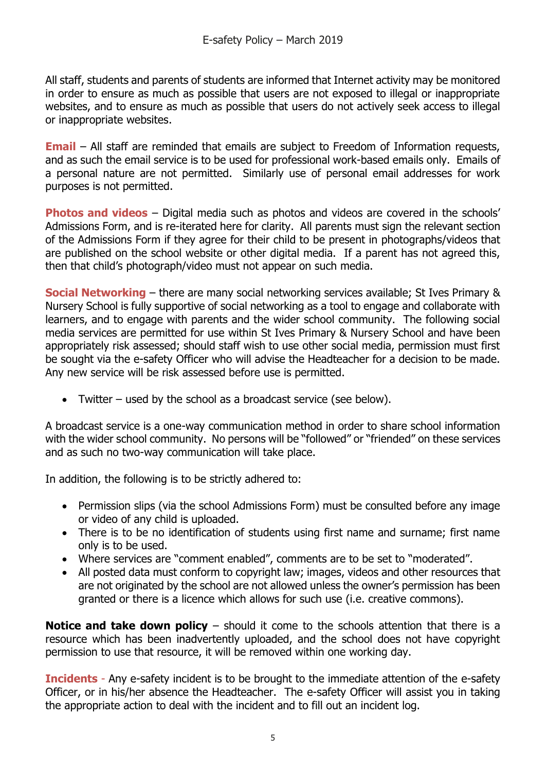All staff, students and parents of students are informed that Internet activity may be monitored in order to ensure as much as possible that users are not exposed to illegal or inappropriate websites, and to ensure as much as possible that users do not actively seek access to illegal or inappropriate websites.

**Email** – All staff are reminded that emails are subject to Freedom of Information requests, and as such the email service is to be used for professional work-based emails only. Emails of a personal nature are not permitted. Similarly use of personal email addresses for work purposes is not permitted.

**Photos and videos** – Digital media such as photos and videos are covered in the schools' Admissions Form, and is re-iterated here for clarity. All parents must sign the relevant section of the Admissions Form if they agree for their child to be present in photographs/videos that are published on the school website or other digital media. If a parent has not agreed this, then that child's photograph/video must not appear on such media.

**Social Networking** – there are many social networking services available; St Ives Primary & Nursery School is fully supportive of social networking as a tool to engage and collaborate with learners, and to engage with parents and the wider school community. The following social media services are permitted for use within St Ives Primary & Nursery School and have been appropriately risk assessed; should staff wish to use other social media, permission must first be sought via the e-safety Officer who will advise the Headteacher for a decision to be made. Any new service will be risk assessed before use is permitted.

- Twitter – used by the school as a broadcast service (see below).

A broadcast service is a one-way communication method in order to share school information with the wider school community. No persons will be "followed" or "friended" on these services and as such no two-way communication will take place.

In addition, the following is to be strictly adhered to:

- Permission slips (via the school Admissions Form) must be consulted before any image or video of any child is uploaded.
- There is to be no identification of students using first name and surname; first name only is to be used.
- Where services are "comment enabled", comments are to be set to "moderated".
- All posted data must conform to copyright law; images, videos and other resources that are not originated by the school are not allowed unless the owner's permission has been granted or there is a licence which allows for such use (i.e. creative commons).

**Notice and take down policy** – should it come to the schools attention that there is a resource which has been inadvertently uploaded, and the school does not have copyright permission to use that resource, it will be removed within one working day.

**Incidents** - Any e-safety incident is to be brought to the immediate attention of the e-safety Officer, or in his/her absence the Headteacher. The e-safety Officer will assist you in taking the appropriate action to deal with the incident and to fill out an incident log.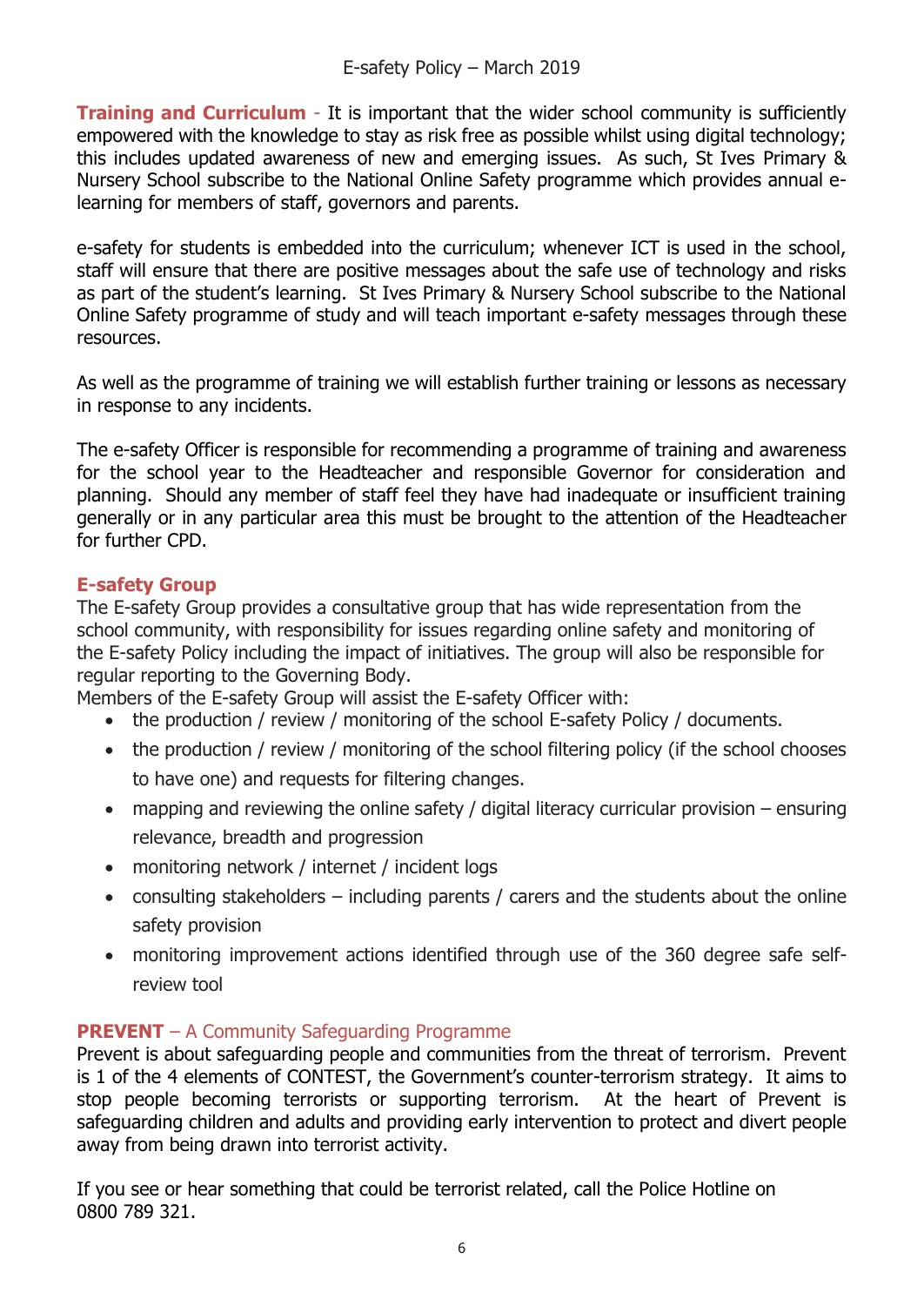**Training and Curriculum** - It is important that the wider school community is sufficiently empowered with the knowledge to stay as risk free as possible whilst using digital technology; this includes updated awareness of new and emerging issues. As such, St Ives Primary & Nursery School subscribe to the National Online Safety programme which provides annual e-learning for members of staff, governors and parents.

e-safety for students is embedded into the curriculum; whenever ICT is used in the school, staff will ensure that there are positive messages about the safe use of technology and risks as part of the student's learning. St Ives Primary & Nursery School subscribe to the National Online Safety programme of study and will teach important e-safety messages through these resources.

As well as the programme of training we will establish further training or lessons as necessary in response to any incidents.

The e-safety Officer is responsible for recommending a programme of training and awareness for the school year to the Headteacher and responsible Governor for consideration and planning. Should any member of staff feel they have had inadequate or insufficient training generally or in any particular area this must be brought to the attention of the Headteacher for further CPD.

## E-safety Group

The E-safety Group provides a consultative group that has wide representation from the school community, with responsibility for issues regarding online safety and monitoring of the E-safety Policy including the impact of initiatives. The group will also be responsible for regular reporting to the Governing Body.

Members of the E-safety Group will assist the E-safety Officer with:

- the production / review / monitoring of the school E-safety Policy / documents.
- the production / review / monitoring of the school filtering policy (if the school chooses to have one) and requests for filtering changes.
- mapping and reviewing the online safety / digital literacy curricular provision – ensuring relevance, breadth and progression
- monitoring network / internet / incident logs
- consulting stakeholders – including parents / carers and the students about the online safety provision
- monitoring improvement actions identified through use of the 360 degree safe self-review tool

## PREVENT – A Community Safeguarding Programme

Prevent is about safeguarding people and communities from the threat of terrorism. Prevent is 1 of the 4 elements of CONTEST, the Government's counter-terrorism strategy. It aims to stop people becoming terrorists or supporting terrorism. At the heart of Prevent is safeguarding children and adults and providing early intervention to protect and divert people away from being drawn into terrorist activity.

If you see or hear something that could be terrorist related, call the Police Hotline on 0800 789 321.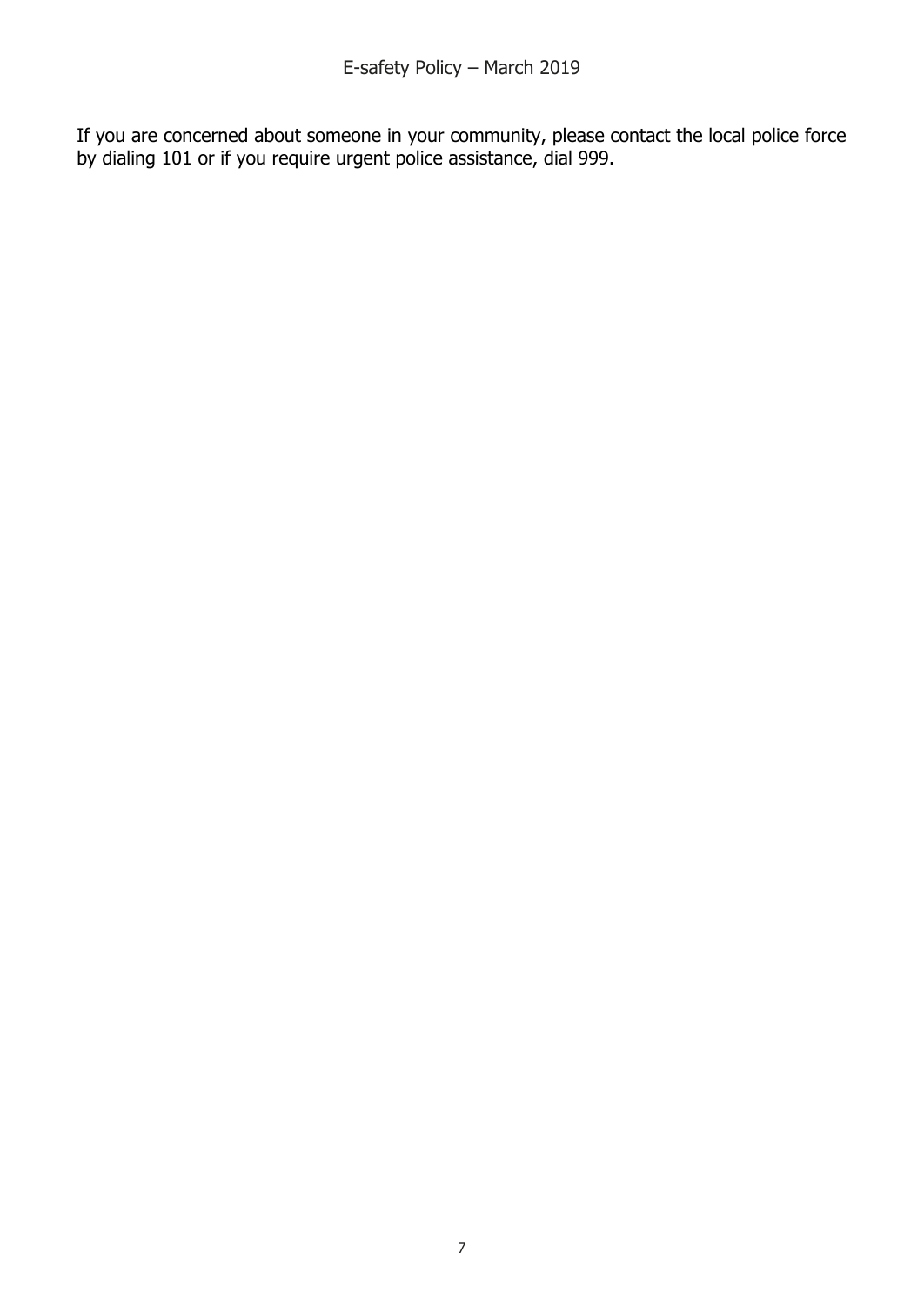If you are concerned about someone in your community, please contact the local police force by dialing 101 or if you require urgent police assistance, dial 999.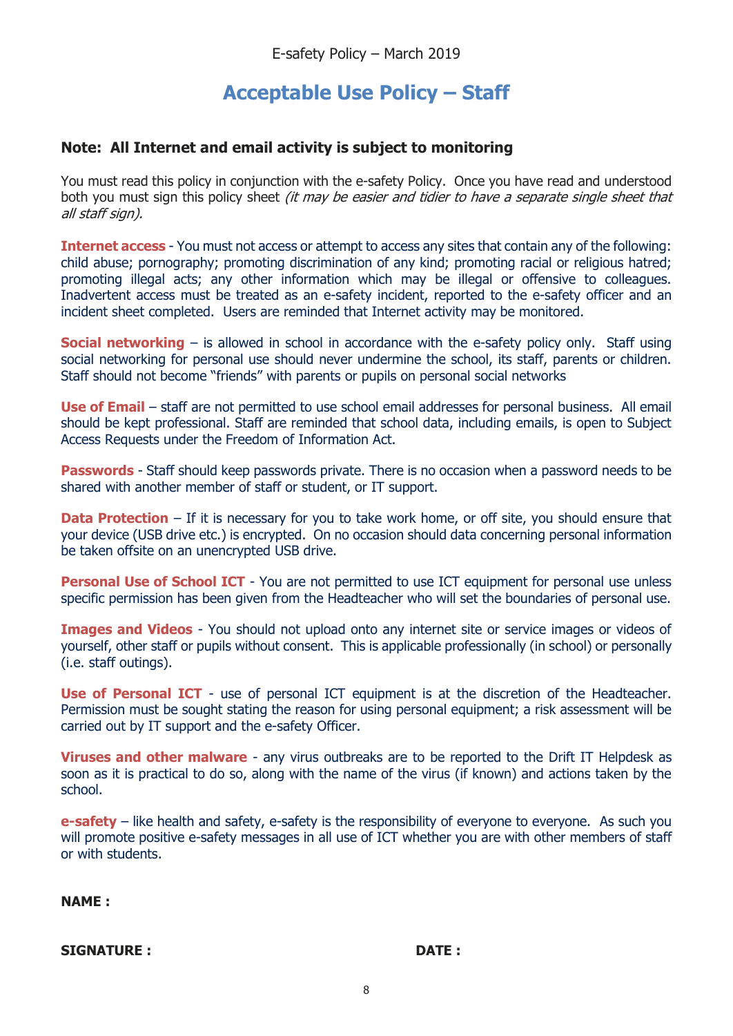# Acceptable Use Policy – Staff

**Note: All Internet and email activity is subject to monitoring**

You must read this policy in conjunction with the e-safety Policy. Once you have read and understood both you must sign this policy sheet *(it may be easier and tidier to have a separate single sheet that all staff sign).*

**Internet access** - You must not access or attempt to access any sites that contain any of the following: child abuse; pornography; promoting discrimination of any kind; promoting racial or religious hatred; promoting illegal acts; any other information which may be illegal or offensive to colleagues. Inadvertent access must be treated as an e-safety incident, reported to the e-safety officer and an incident sheet completed. Users are reminded that Internet activity may be monitored.

**Social networking** – is allowed in school in accordance with the e-safety policy only. Staff using social networking for personal use should never undermine the school, its staff, parents or children. Staff should not become "friends" with parents or pupils on personal social networks

**Use of Email** – staff are not permitted to use school email addresses for personal business. All email should be kept professional. Staff are reminded that school data, including emails, is open to Subject Access Requests under the Freedom of Information Act.

**Passwords** - Staff should keep passwords private. There is no occasion when a password needs to be shared with another member of staff or student, or IT support.

**Data Protection** – If it is necessary for you to take work home, or off site, you should ensure that your device (USB drive etc.) is encrypted. On no occasion should data concerning personal information be taken offsite on an unencrypted USB drive.

**Personal Use of School ICT** - You are not permitted to use ICT equipment for personal use unless specific permission has been given from the Headteacher who will set the boundaries of personal use.

**Images and Videos** - You should not upload onto any internet site or service images or videos of yourself, other staff or pupils without consent. This is applicable professionally (in school) or personally (i.e. staff outings).

**Use of Personal ICT** - use of personal ICT equipment is at the discretion of the Headteacher. Permission must be sought stating the reason for using personal equipment; a risk assessment will be carried out by IT support and the e-safety Officer.

**Viruses and other malware** - any virus outbreaks are to be reported to the Drift IT Helpdesk as soon as it is practical to do so, along with the name of the virus (if known) and actions taken by the school.

**e-safety** – like health and safety, e-safety is the responsibility of everyone to everyone. As such you will promote positive e-safety messages in all use of ICT whether you are with other members of staff or with students.

**NAME :**

**SIGNATURE :** **DATE :**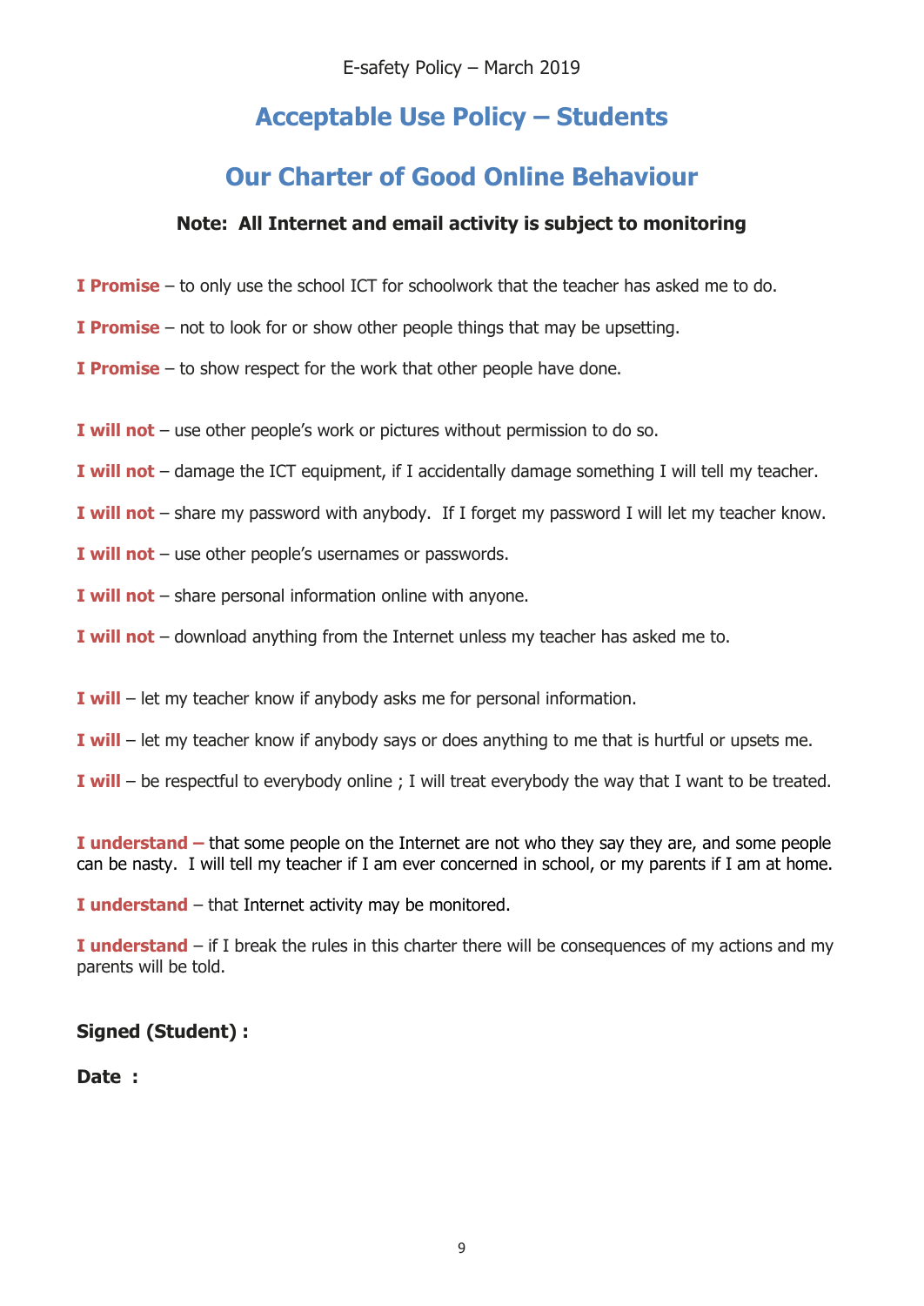# Acceptable Use Policy – Students

## Our Charter of Good Online Behaviour

**Note: All Internet and email activity is subject to monitoring**

**I Promise** – to only use the school ICT for schoolwork that the teacher has asked me to do.

**I Promise** – not to look for or show other people things that may be upsetting.

**I Promise** – to show respect for the work that other people have done.

**I will not** – use other people's work or pictures without permission to do so.

**I will not** – damage the ICT equipment, if I accidentally damage something I will tell my teacher.

**I will not** – share my password with anybody. If I forget my password I will let my teacher know.

**I will not** – use other people's usernames or passwords.

**I will not** – share personal information online with anyone.

**I will not** – download anything from the Internet unless my teacher has asked me to.

**I will** – let my teacher know if anybody asks me for personal information.

**I will** – let my teacher know if anybody says or does anything to me that is hurtful or upsets me.

**I will** – be respectful to everybody online ; I will treat everybody the way that I want to be treated.

**I understand –** that some people on the Internet are not who they say they are, and some people can be nasty. I will tell my teacher if I am ever concerned in school, or my parents if I am at home.

**I understand** – that Internet activity may be monitored.

**I understand** – if I break the rules in this charter there will be consequences of my actions and my parents will be told.

**Signed (Student) :**

**Date :**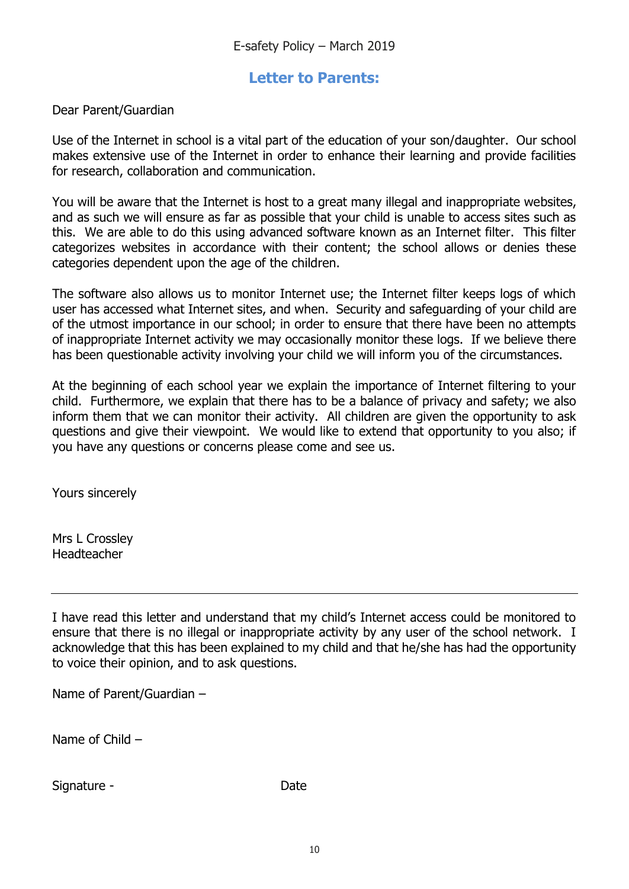## Letter to Parents:

Dear Parent/Guardian

Use of the Internet in school is a vital part of the education of your son/daughter. Our school makes extensive use of the Internet in order to enhance their learning and provide facilities for research, collaboration and communication.

You will be aware that the Internet is host to a great many illegal and inappropriate websites, and as such we will ensure as far as possible that your child is unable to access sites such as this. We are able to do this using advanced software known as an Internet filter. This filter categorizes websites in accordance with their content; the school allows or denies these categories dependent upon the age of the children.

The software also allows us to monitor Internet use; the Internet filter keeps logs of which user has accessed what Internet sites, and when. Security and safeguarding of your child are of the utmost importance in our school; in order to ensure that there have been no attempts of inappropriate Internet activity we may occasionally monitor these logs. If we believe there has been questionable activity involving your child we will inform you of the circumstances.

At the beginning of each school year we explain the importance of Internet filtering to your child. Furthermore, we explain that there has to be a balance of privacy and safety; we also inform them that we can monitor their activity. All children are given the opportunity to ask questions and give their viewpoint. We would like to extend that opportunity to you also; if you have any questions or concerns please come and see us.

Yours sincerely

Mrs L Crossley
Headteacher

---

I have read this letter and understand that my child's Internet access could be monitored to ensure that there is no illegal or inappropriate activity by any user of the school network. I acknowledge that this has been explained to my child and that he/she has had the opportunity to voice their opinion, and to ask questions.

Name of Parent/Guardian –

Name of Child –

Signature - Date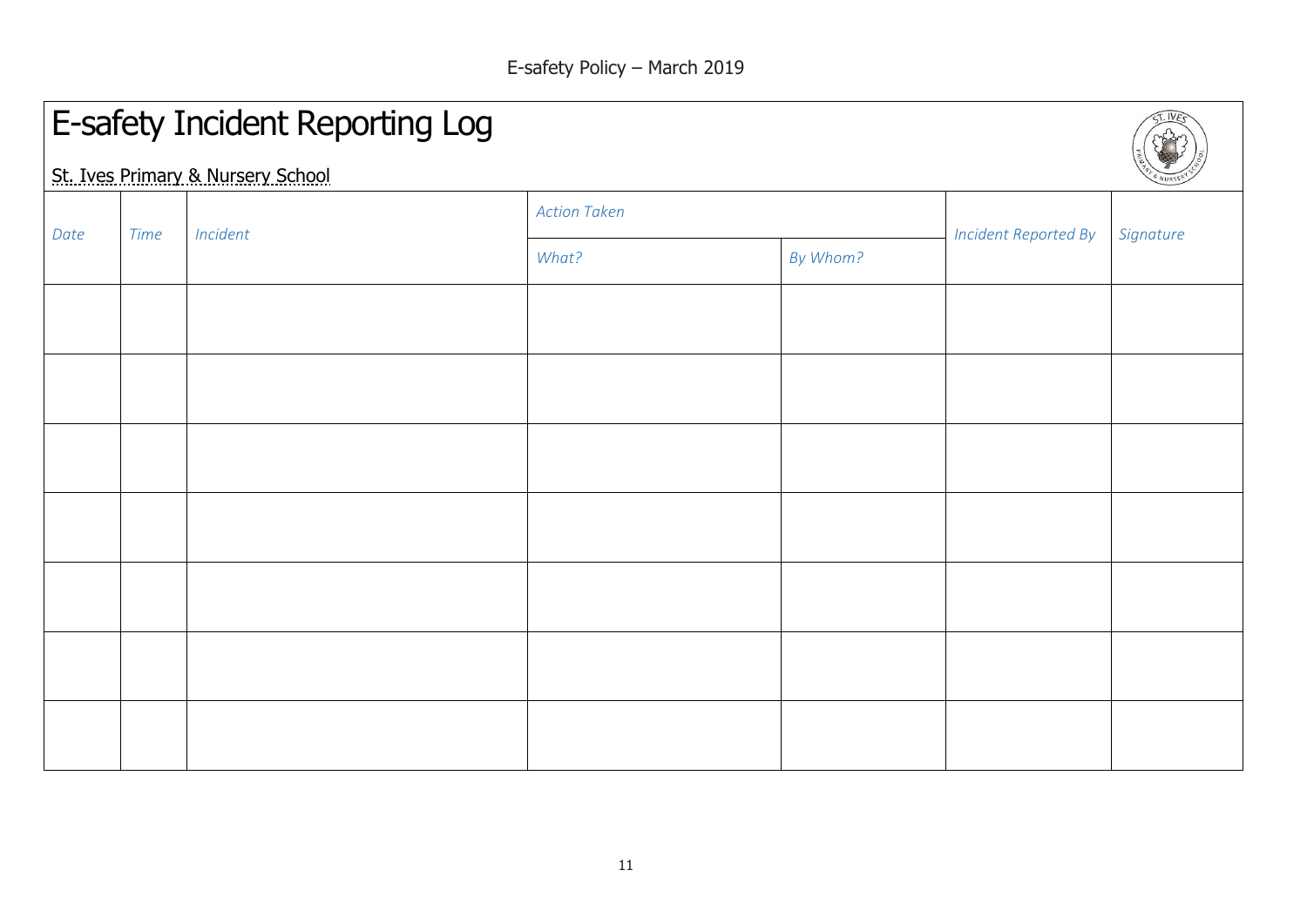# E-safety Incident Reporting Log

St. Ives Primary & Nursery School

| *Date* | *Time* | *Incident* | *Action Taken* | | *Incident Reported By* | *Signature* |
|---|---|---|---|---|---|---|
| | | | *What?* | *By Whom?* | | |
| | | | | | | |
| | | | | | | |
| | | | | | | |
| | | | | | | |
| | | | | | | |
| | | | | | | |
| | | | | | | |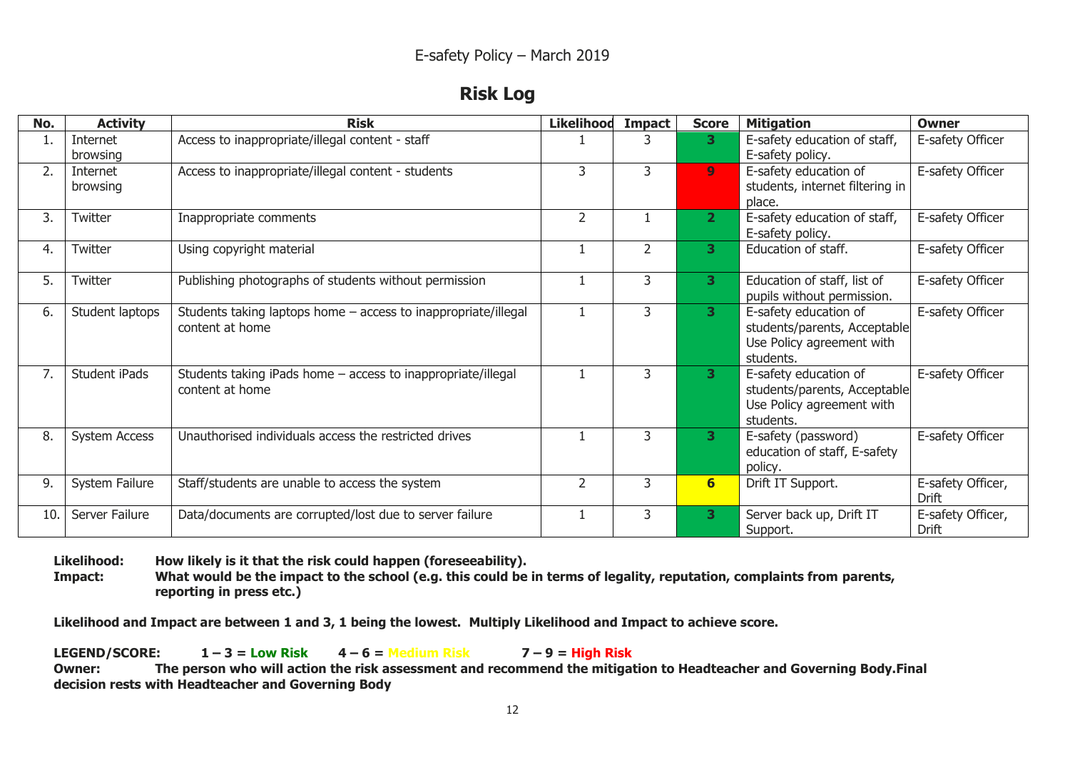E-safety Policy – March 2019

## Risk Log

| No. | Activity | Risk | Likelihood | Impact | Score | Mitigation | Owner |
|---|---|---|---|---|---|---|---|
| 1. | Internet browsing | Access to inappropriate/illegal content - staff | 1 | 3 | **3** | E-safety education of staff, E-safety policy. | E-safety Officer |
| 2. | Internet browsing | Access to inappropriate/illegal content - students | 3 | 3 | **9** | E-safety education of students, internet filtering in place. | E-safety Officer |
| 3. | Twitter | Inappropriate comments | 2 | 1 | **2** | E-safety education of staff, E-safety policy. | E-safety Officer |
| 4. | Twitter | Using copyright material | 1 | 2 | **3** | Education of staff. | E-safety Officer |
| 5. | Twitter | Publishing photographs of students without permission | 1 | 3 | **3** | Education of staff, list of pupils without permission. | E-safety Officer |
| 6. | Student laptops | Students taking laptops home – access to inappropriate/illegal content at home | 1 | 3 | **3** | E-safety education of students/parents, Acceptable Use Policy agreement with students. | E-safety Officer |
| 7. | Student iPads | Students taking iPads home – access to inappropriate/illegal content at home | 1 | 3 | **3** | E-safety education of students/parents, Acceptable Use Policy agreement with students. | E-safety Officer |
| 8. | System Access | Unauthorised individuals access the restricted drives | 1 | 3 | **3** | E-safety (password) education of staff, E-safety policy. | E-safety Officer |
| 9. | System Failure | Staff/students are unable to access the system | 2 | 3 | **6** | Drift IT Support. | E-safety Officer, Drift |
| 10. | Server Failure | Data/documents are corrupted/lost due to server failure | 1 | 3 | **3** | Server back up, Drift IT Support. | E-safety Officer, Drift |

**Likelihood:** **How likely is it that the risk could happen (foreseeability).**
**Impact:** **What would be the impact to the school (e.g. this could be in terms of legality, reputation, complaints from parents, reporting in press etc.)**

**Likelihood and Impact are between 1 and 3, 1 being the lowest. Multiply Likelihood and Impact to achieve score.**

**LEGEND/SCORE:** **1 – 3 = Low Risk** **4 – 6 = Medium Risk** **7 – 9 = High Risk**
**Owner:** **The person who will action the risk assessment and recommend the mitigation to Headteacher and Governing Body.Final decision rests with Headteacher and Governing Body**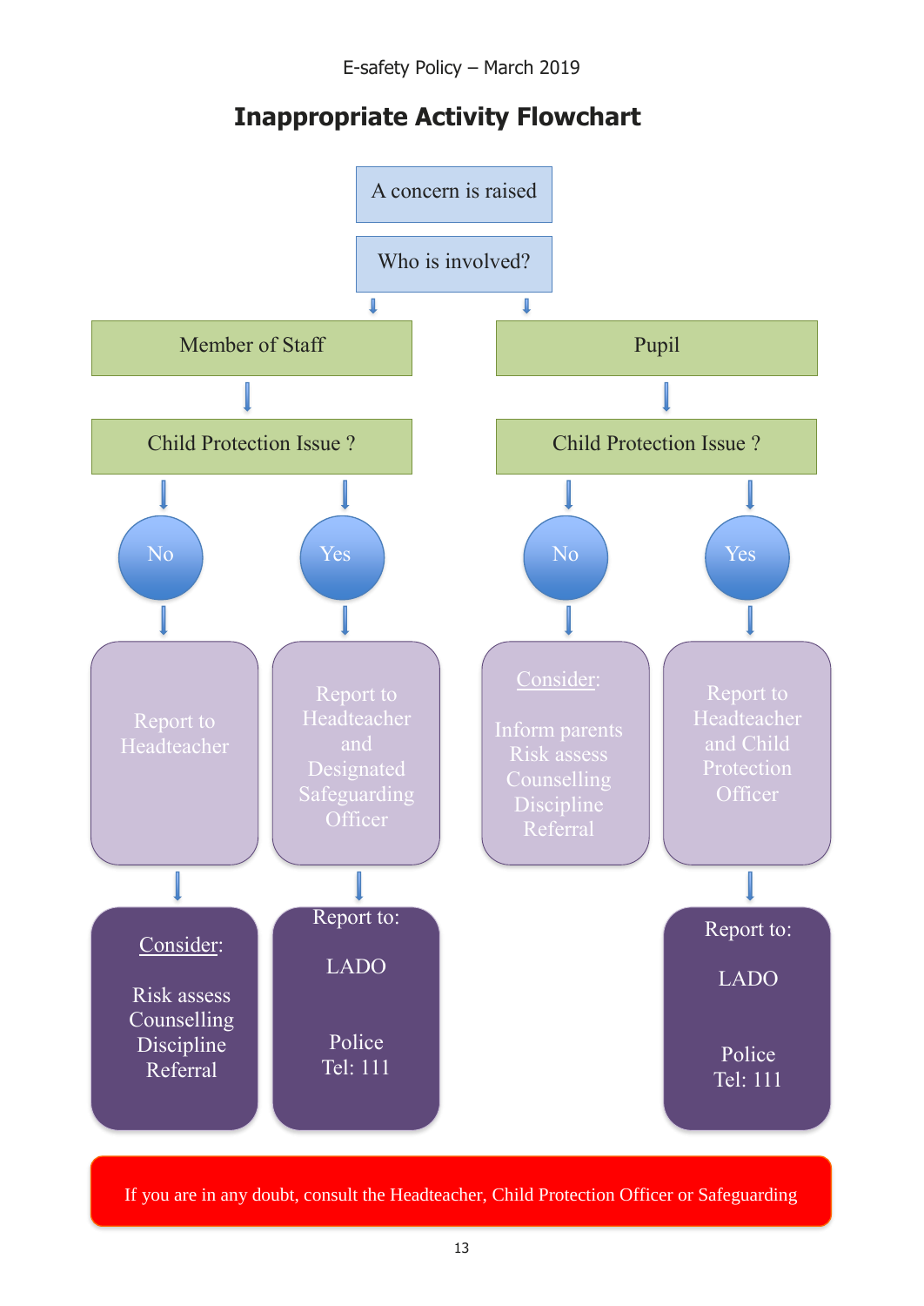# Inappropriate Activity Flowchart

A concern is raised

Who is involved?

**Member of Staff**

Child Protection Issue ?

- **No** → Report to Headteacher → Consider: Risk assess, Counselling, Discipline, Referral
- **Yes** → Report to Headteacher and Designated Safeguarding Officer → Report to: LADO, Police Tel: 111

**Pupil**

Child Protection Issue ?

- **No** → Consider: Inform parents, Risk assess, Counselling, Discipline, Referral
- **Yes** → Report to Headteacher and Child Protection Officer → Report to: LADO, Police Tel: 111

If you are in any doubt, consult the Headteacher, Child Protection Officer or Safeguarding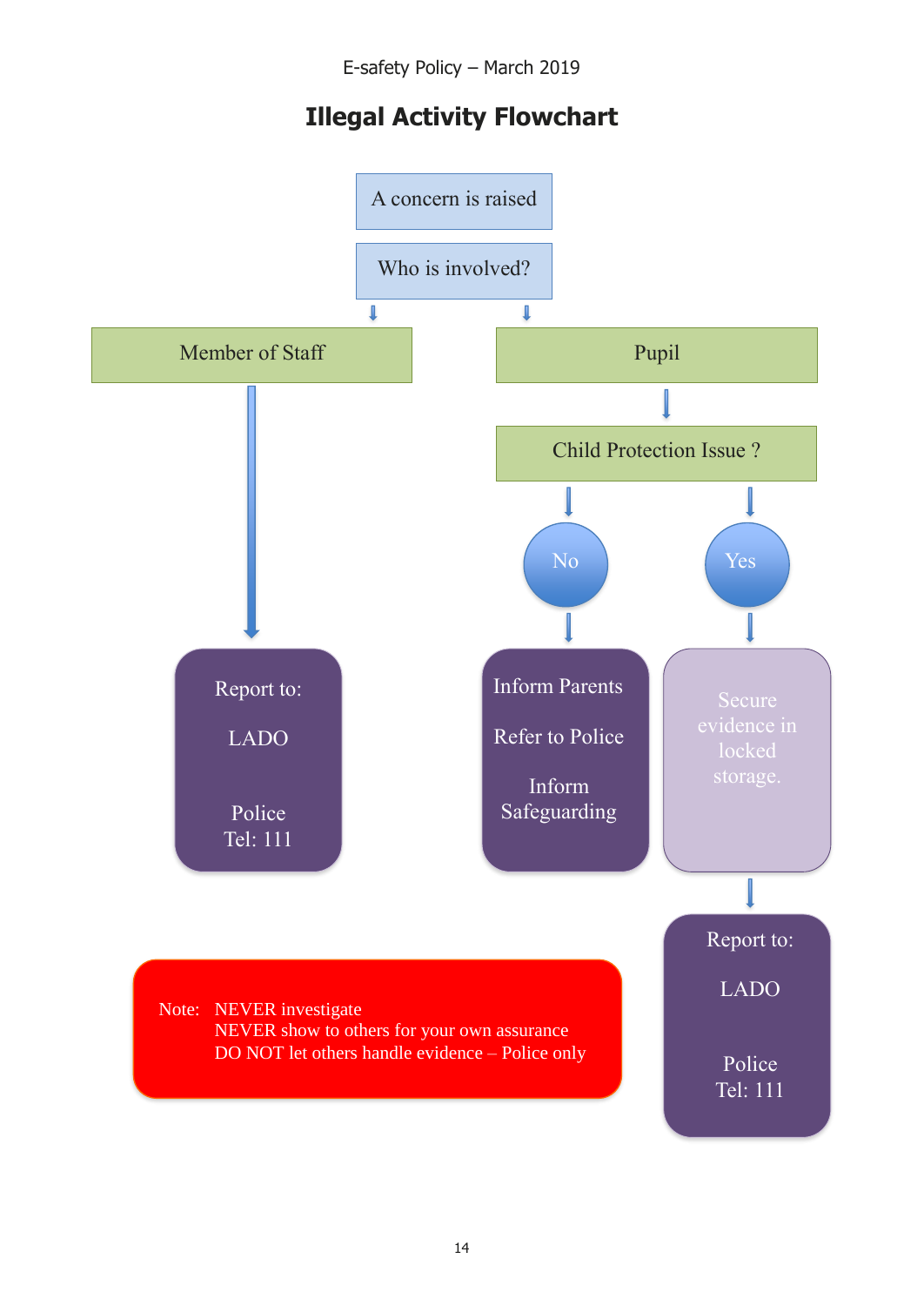# Illegal Activity Flowchart

A concern is raised

Who is involved?

Member of Staff

Report to:

LADO

Police
Tel: 111

Pupil

Child Protection Issue ?

No

Inform Parents

Refer to Police

Inform Safeguarding

Yes

Secure evidence in locked storage.

Report to:

LADO

Police
Tel: 111

Note: NEVER investigate
NEVER show to others for your own assurance
DO NOT let others handle evidence – Police only